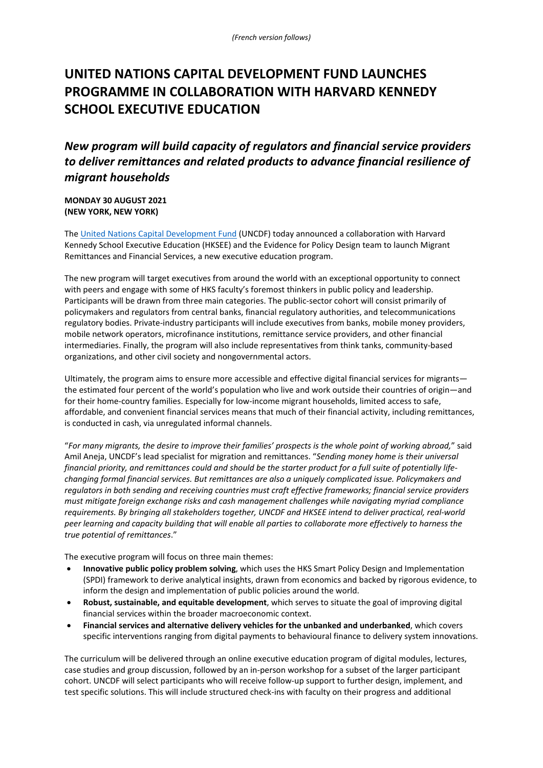*(French version follows)*

# UNITED NATIONS CAPITAL DEVELOPMENT FUND LAUNCHES PROGRAMME IN COLLABORATION WITH HARVARD KENNEDY SCHOOL EXECUTIVE EDUCATION

## *New program will build capacity of regulators and financial service providers to deliver remittances and related products to advance financial resilience of migrant households*

**MONDAY 30 AUGUST 2021**
**(NEW YORK, NEW YORK)**

The United Nations Capital Development Fund (UNCDF) today announced a collaboration with Harvard Kennedy School Executive Education (HKSEE) and the Evidence for Policy Design team to launch Migrant Remittances and Financial Services, a new executive education program.

The new program will target executives from around the world with an exceptional opportunity to connect with peers and engage with some of HKS faculty's foremost thinkers in public policy and leadership. Participants will be drawn from three main categories. The public-sector cohort will consist primarily of policymakers and regulators from central banks, financial regulatory authorities, and telecommunications regulatory bodies. Private-industry participants will include executives from banks, mobile money providers, mobile network operators, microfinance institutions, remittance service providers, and other financial intermediaries. Finally, the program will also include representatives from think tanks, community-based organizations, and other civil society and nongovernmental actors.

Ultimately, the program aims to ensure more accessible and effective digital financial services for migrants—the estimated four percent of the world's population who live and work outside their countries of origin—and for their home-country families. Especially for low-income migrant households, limited access to safe, affordable, and convenient financial services means that much of their financial activity, including remittances, is conducted in cash, via unregulated informal channels.

"*For many migrants, the desire to improve their families' prospects is the whole point of working abroad,*" said Amil Aneja, UNCDF's lead specialist for migration and remittances. "*Sending money home is their universal financial priority, and remittances could and should be the starter product for a full suite of potentially life-changing formal financial services. But remittances are also a uniquely complicated issue. Policymakers and regulators in both sending and receiving countries must craft effective frameworks; financial service providers must mitigate foreign exchange risks and cash management challenges while navigating myriad compliance requirements. By bringing all stakeholders together, UNCDF and HKSEE intend to deliver practical, real-world peer learning and capacity building that will enable all parties to collaborate more effectively to harness the true potential of remittances*."

The executive program will focus on three main themes:

- **Innovative public policy problem solving**, which uses the HKS Smart Policy Design and Implementation (SPDI) framework to derive analytical insights, drawn from economics and backed by rigorous evidence, to inform the design and implementation of public policies around the world.
- **Robust, sustainable, and equitable development**, which serves to situate the goal of improving digital financial services within the broader macroeconomic context.
- **Financial services and alternative delivery vehicles for the unbanked and underbanked**, which covers specific interventions ranging from digital payments to behavioural finance to delivery system innovations.

The curriculum will be delivered through an online executive education program of digital modules, lectures, case studies and group discussion, followed by an in-person workshop for a subset of the larger participant cohort. UNCDF will select participants who will receive follow-up support to further design, implement, and test specific solutions. This will include structured check-ins with faculty on their progress and additional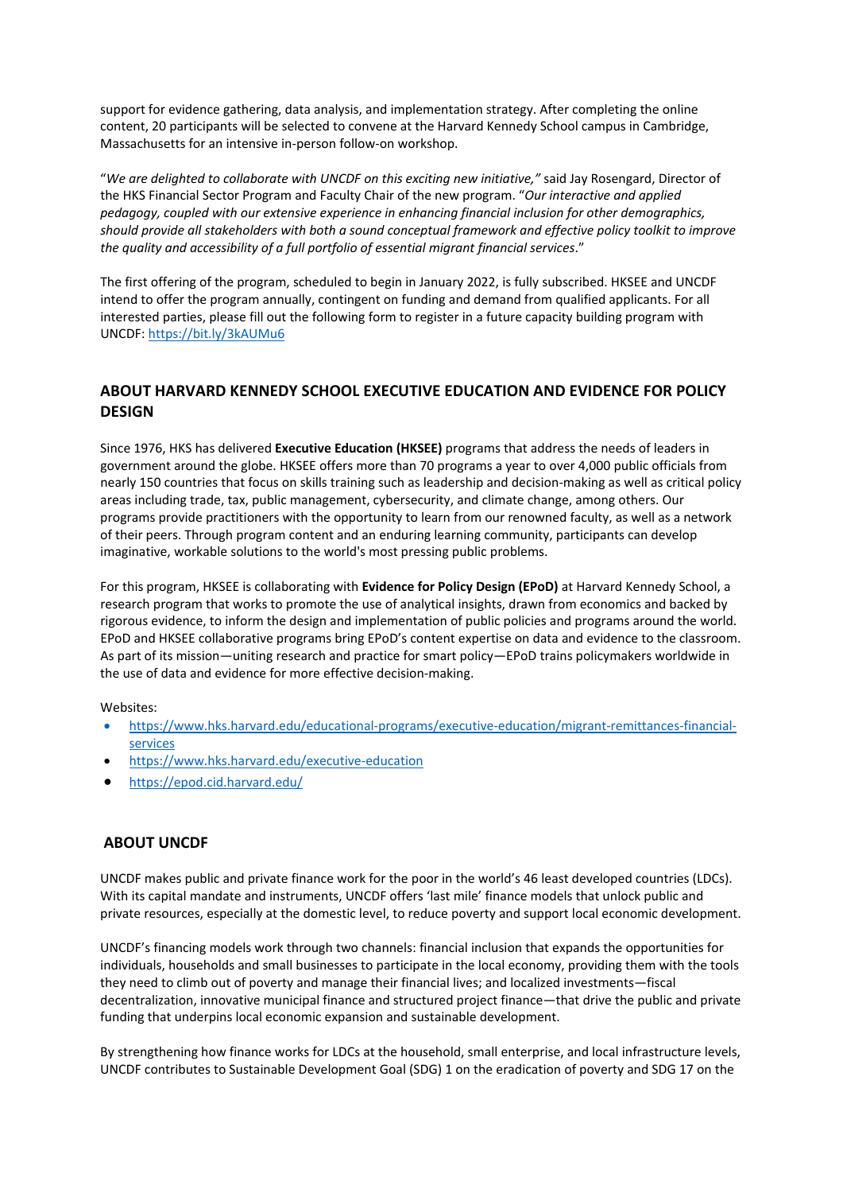support for evidence gathering, data analysis, and implementation strategy. After completing the online content, 20 participants will be selected to convene at the Harvard Kennedy School campus in Cambridge, Massachusetts for an intensive in-person follow-on workshop.

"*We are delighted to collaborate with UNCDF on this exciting new initiative,"* said Jay Rosengard, Director of the HKS Financial Sector Program and Faculty Chair of the new program. "*Our interactive and applied pedagogy, coupled with our extensive experience in enhancing financial inclusion for other demographics, should provide all stakeholders with both a sound conceptual framework and effective policy toolkit to improve the quality and accessibility of a full portfolio of essential migrant financial services*."

The first offering of the program, scheduled to begin in January 2022, is fully subscribed. HKSEE and UNCDF intend to offer the program annually, contingent on funding and demand from qualified applicants. For all interested parties, please fill out the following form to register in a future capacity building program with UNCDF: https://bit.ly/3kAUMu6

## ABOUT HARVARD KENNEDY SCHOOL EXECUTIVE EDUCATION AND EVIDENCE FOR POLICY DESIGN

Since 1976, HKS has delivered **Executive Education (HKSEE)** programs that address the needs of leaders in government around the globe. HKSEE offers more than 70 programs a year to over 4,000 public officials from nearly 150 countries that focus on skills training such as leadership and decision-making as well as critical policy areas including trade, tax, public management, cybersecurity, and climate change, among others. Our programs provide practitioners with the opportunity to learn from our renowned faculty, as well as a network of their peers. Through program content and an enduring learning community, participants can develop imaginative, workable solutions to the world's most pressing public problems.

For this program, HKSEE is collaborating with **Evidence for Policy Design (EPoD)** at Harvard Kennedy School, a research program that works to promote the use of analytical insights, drawn from economics and backed by rigorous evidence, to inform the design and implementation of public policies and programs around the world. EPoD and HKSEE collaborative programs bring EPoD's content expertise on data and evidence to the classroom. As part of its mission—uniting research and practice for smart policy—EPoD trains policymakers worldwide in the use of data and evidence for more effective decision-making.

Websites:

- https://www.hks.harvard.edu/educational-programs/executive-education/migrant-remittances-financial-services
- https://www.hks.harvard.edu/executive-education
- https://epod.cid.harvard.edu/

## ABOUT UNCDF

UNCDF makes public and private finance work for the poor in the world's 46 least developed countries (LDCs). With its capital mandate and instruments, UNCDF offers 'last mile' finance models that unlock public and private resources, especially at the domestic level, to reduce poverty and support local economic development.

UNCDF's financing models work through two channels: financial inclusion that expands the opportunities for individuals, households and small businesses to participate in the local economy, providing them with the tools they need to climb out of poverty and manage their financial lives; and localized investments—fiscal decentralization, innovative municipal finance and structured project finance—that drive the public and private funding that underpins local economic expansion and sustainable development.

By strengthening how finance works for LDCs at the household, small enterprise, and local infrastructure levels, UNCDF contributes to Sustainable Development Goal (SDG) 1 on the eradication of poverty and SDG 17 on the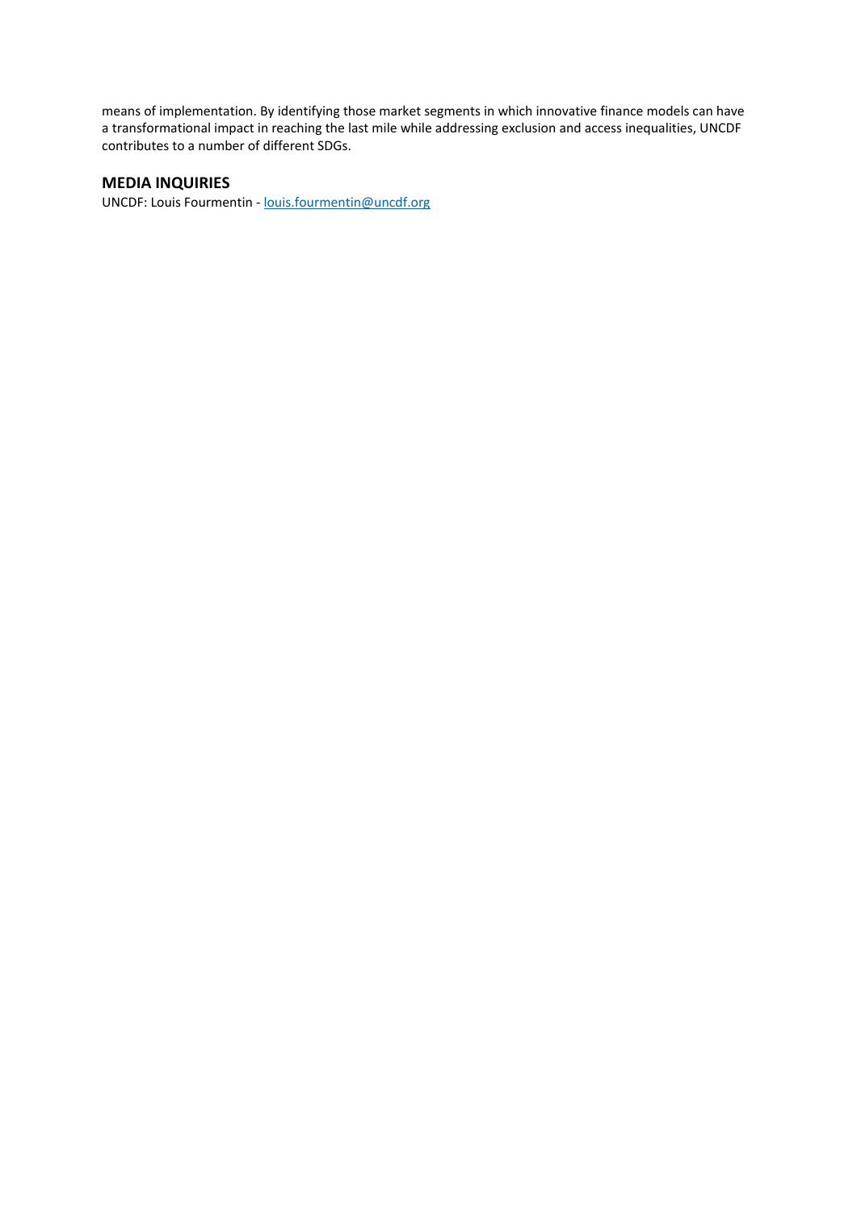means of implementation. By identifying those market segments in which innovative finance models can have a transformational impact in reaching the last mile while addressing exclusion and access inequalities, UNCDF contributes to a number of different SDGs.

## MEDIA INQUIRIES

UNCDF: Louis Fourmentin - louis.fourmentin@uncdf.org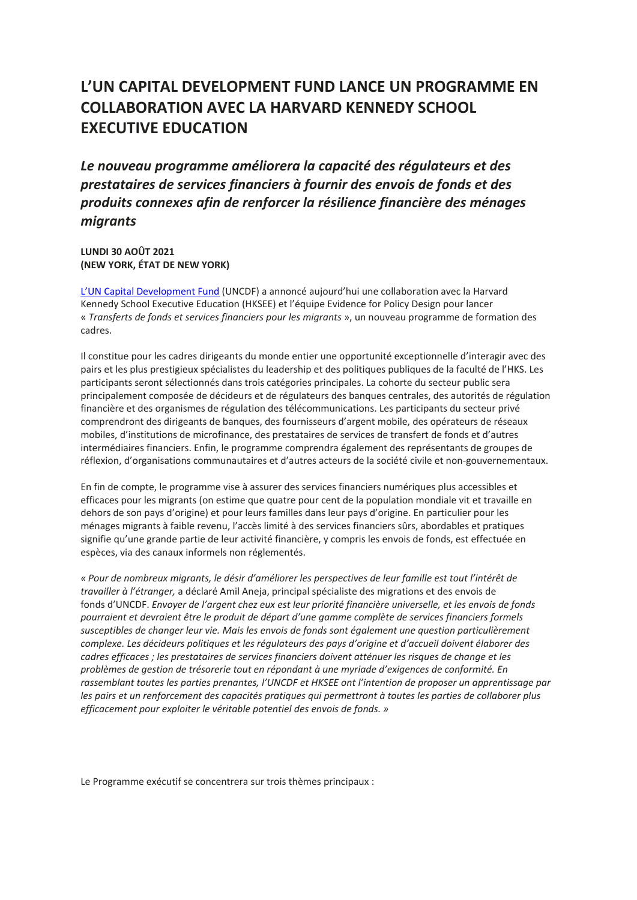# L'UN CAPITAL DEVELOPMENT FUND LANCE UN PROGRAMME EN COLLABORATION AVEC LA HARVARD KENNEDY SCHOOL EXECUTIVE EDUCATION

## *Le nouveau programme améliorera la capacité des régulateurs et des prestataires de services financiers à fournir des envois de fonds et des produits connexes afin de renforcer la résilience financière des ménages migrants*

**LUNDI 30 AOÛT 2021**
**(NEW YORK, ÉTAT DE NEW YORK)**

L'UN Capital Development Fund (UNCDF) a annoncé aujourd'hui une collaboration avec la Harvard Kennedy School Executive Education (HKSEE) et l'équipe Evidence for Policy Design pour lancer « *Transferts de fonds et services financiers pour les migrants* », un nouveau programme de formation des cadres.

Il constitue pour les cadres dirigeants du monde entier une opportunité exceptionnelle d'interagir avec des pairs et les plus prestigieux spécialistes du leadership et des politiques publiques de la faculté de l'HKS. Les participants seront sélectionnés dans trois catégories principales. La cohorte du secteur public sera principalement composée de décideurs et de régulateurs des banques centrales, des autorités de régulation financière et des organismes de régulation des télécommunications. Les participants du secteur privé comprendront des dirigeants de banques, des fournisseurs d'argent mobile, des opérateurs de réseaux mobiles, d'institutions de microfinance, des prestataires de services de transfert de fonds et d'autres intermédiaires financiers. Enfin, le programme comprendra également des représentants de groupes de réflexion, d'organisations communautaires et d'autres acteurs de la société civile et non-gouvernementaux.

En fin de compte, le programme vise à assurer des services financiers numériques plus accessibles et efficaces pour les migrants (on estime que quatre pour cent de la population mondiale vit et travaille en dehors de son pays d'origine) et pour leurs familles dans leur pays d'origine. En particulier pour les ménages migrants à faible revenu, l'accès limité à des services financiers sûrs, abordables et pratiques signifie qu'une grande partie de leur activité financière, y compris les envois de fonds, est effectuée en espèces, via des canaux informels non réglementés.

*« Pour de nombreux migrants, le désir d'améliorer les perspectives de leur famille est tout l'intérêt de travailler à l'étranger,* a déclaré Amil Aneja, principal spécialiste des migrations et des envois de fonds d'UNCDF. *Envoyer de l'argent chez eux est leur priorité financière universelle, et les envois de fonds pourraient et devraient être le produit de départ d'une gamme complète de services financiers formels susceptibles de changer leur vie. Mais les envois de fonds sont également une question particulièrement complexe. Les décideurs politiques et les régulateurs des pays d'origine et d'accueil doivent élaborer des cadres efficaces ; les prestataires de services financiers doivent atténuer les risques de change et les problèmes de gestion de trésorerie tout en répondant à une myriade d'exigences de conformité. En rassemblant toutes les parties prenantes, l'UNCDF et HKSEE ont l'intention de proposer un apprentissage par les pairs et un renforcement des capacités pratiques qui permettront à toutes les parties de collaborer plus efficacement pour exploiter le véritable potentiel des envois de fonds. »*

Le Programme exécutif se concentrera sur trois thèmes principaux :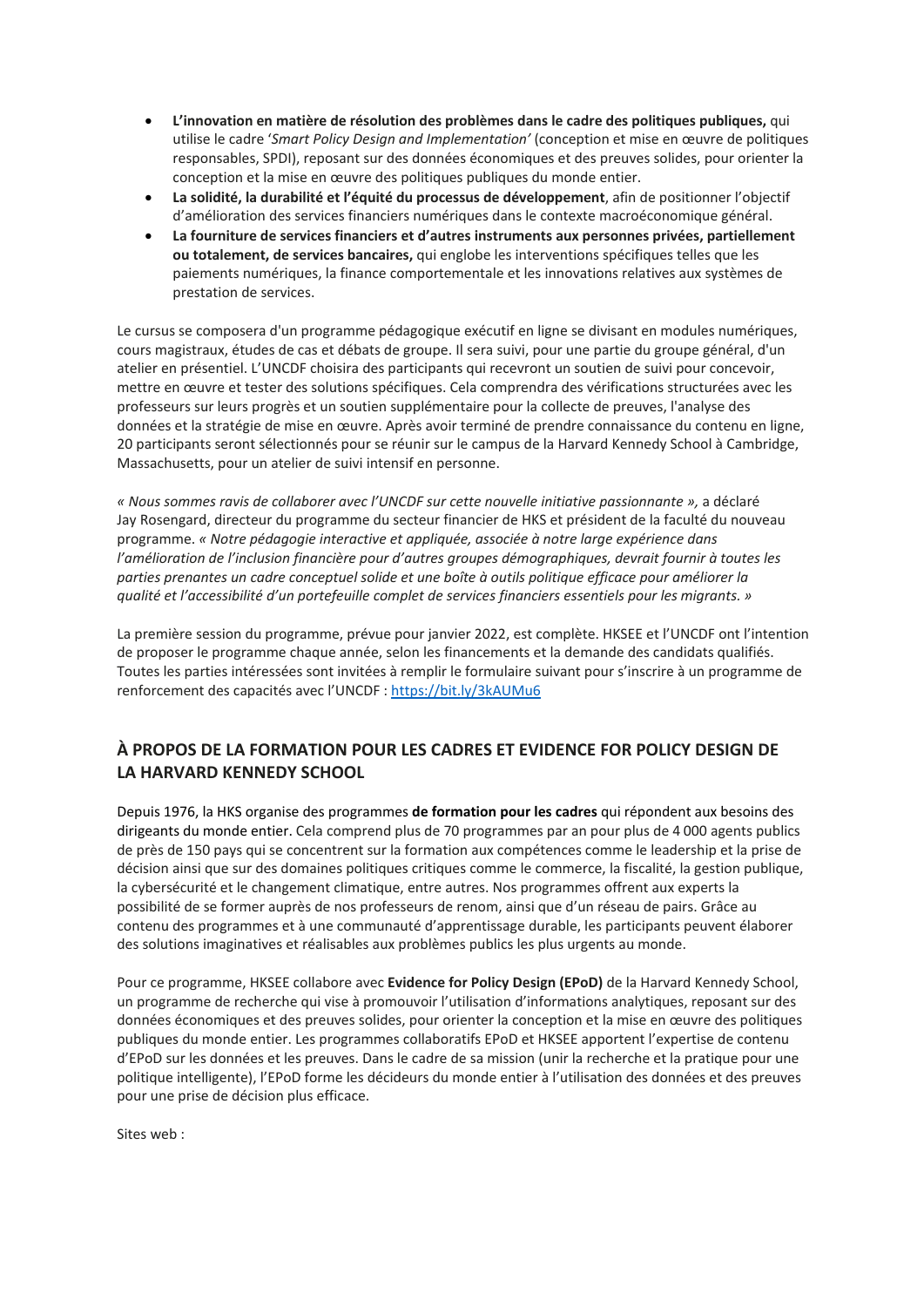- **L'innovation en matière de résolution des problèmes dans le cadre des politiques publiques,** qui utilise le cadre '*Smart Policy Design and Implementation'* (conception et mise en œuvre de politiques responsables, SPDI), reposant sur des données économiques et des preuves solides, pour orienter la conception et la mise en œuvre des politiques publiques du monde entier.
- **La solidité, la durabilité et l'équité du processus de développement**, afin de positionner l'objectif d'amélioration des services financiers numériques dans le contexte macroéconomique général.
- **La fourniture de services financiers et d'autres instruments aux personnes privées, partiellement ou totalement, de services bancaires,** qui englobe les interventions spécifiques telles que les paiements numériques, la finance comportementale et les innovations relatives aux systèmes de prestation de services.

Le cursus se composera d'un programme pédagogique exécutif en ligne se divisant en modules numériques, cours magistraux, études de cas et débats de groupe. Il sera suivi, pour une partie du groupe général, d'un atelier en présentiel. L'UNCDF choisira des participants qui recevront un soutien de suivi pour concevoir, mettre en œuvre et tester des solutions spécifiques. Cela comprendra des vérifications structurées avec les professeurs sur leurs progrès et un soutien supplémentaire pour la collecte de preuves, l'analyse des données et la stratégie de mise en œuvre. Après avoir terminé de prendre connaissance du contenu en ligne, 20 participants seront sélectionnés pour se réunir sur le campus de la Harvard Kennedy School à Cambridge, Massachusetts, pour un atelier de suivi intensif en personne.

*« Nous sommes ravis de collaborer avec l'UNCDF sur cette nouvelle initiative passionnante »,* a déclaré Jay Rosengard, directeur du programme du secteur financier de HKS et président de la faculté du nouveau programme. *« Notre pédagogie interactive et appliquée, associée à notre large expérience dans l'amélioration de l'inclusion financière pour d'autres groupes démographiques, devrait fournir à toutes les parties prenantes un cadre conceptuel solide et une boîte à outils politique efficace pour améliorer la qualité et l'accessibilité d'un portefeuille complet de services financiers essentiels pour les migrants. »*

La première session du programme, prévue pour janvier 2022, est complète. HKSEE et l'UNCDF ont l'intention de proposer le programme chaque année, selon les financements et la demande des candidats qualifiés. Toutes les parties intéressées sont invitées à remplir le formulaire suivant pour s'inscrire à un programme de renforcement des capacités avec l'UNCDF : [https://bit.ly/3kAUMu6](https://bit.ly/3kAUMu6)

## À PROPOS DE LA FORMATION POUR LES CADRES ET EVIDENCE FOR POLICY DESIGN DE LA HARVARD KENNEDY SCHOOL

Depuis 1976, la HKS organise des programmes **de formation pour les cadres** qui répondent aux besoins des dirigeants du monde entier. Cela comprend plus de 70 programmes par an pour plus de 4 000 agents publics de près de 150 pays qui se concentrent sur la formation aux compétences comme le leadership et la prise de décision ainsi que sur des domaines politiques critiques comme le commerce, la fiscalité, la gestion publique, la cybersécurité et le changement climatique, entre autres. Nos programmes offrent aux experts la possibilité de se former auprès de nos professeurs de renom, ainsi que d'un réseau de pairs. Grâce au contenu des programmes et à une communauté d'apprentissage durable, les participants peuvent élaborer des solutions imaginatives et réalisables aux problèmes publics les plus urgents au monde.

Pour ce programme, HKSEE collabore avec **Evidence for Policy Design (EPoD)** de la Harvard Kennedy School, un programme de recherche qui vise à promouvoir l'utilisation d'informations analytiques, reposant sur des données économiques et des preuves solides, pour orienter la conception et la mise en œuvre des politiques publiques du monde entier. Les programmes collaboratifs EPoD et HKSEE apportent l'expertise de contenu d'EPoD sur les données et les preuves. Dans le cadre de sa mission (unir la recherche et la pratique pour une politique intelligente), l'EPoD forme les décideurs du monde entier à l'utilisation des données et des preuves pour une prise de décision plus efficace.

Sites web :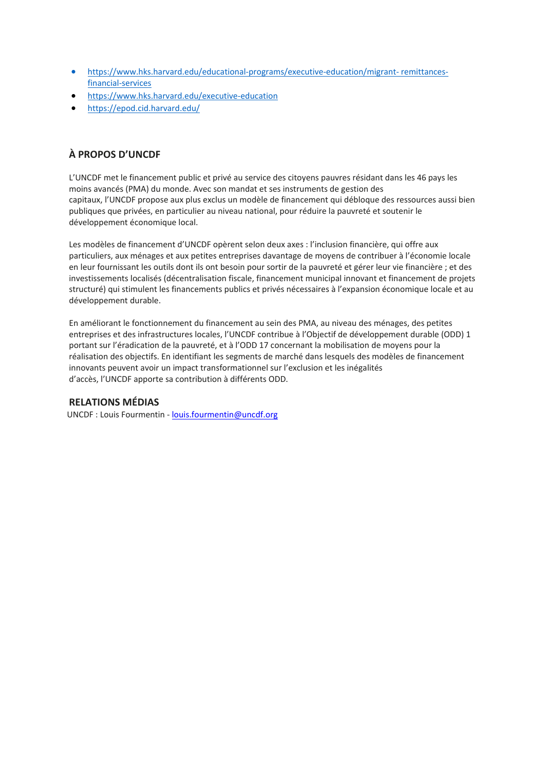- https://www.hks.harvard.edu/educational-programs/executive-education/migrant- remittances-financial-services
- https://www.hks.harvard.edu/executive-education
- https://epod.cid.harvard.edu/

## À PROPOS D'UNCDF

L'UNCDF met le financement public et privé au service des citoyens pauvres résidant dans les 46 pays les moins avancés (PMA) du monde. Avec son mandat et ses instruments de gestion des capitaux, l'UNCDF propose aux plus exclus un modèle de financement qui débloque des ressources aussi bien publiques que privées, en particulier au niveau national, pour réduire la pauvreté et soutenir le développement économique local.

Les modèles de financement d'UNCDF opèrent selon deux axes : l'inclusion financière, qui offre aux particuliers, aux ménages et aux petites entreprises davantage de moyens de contribuer à l'économie locale en leur fournissant les outils dont ils ont besoin pour sortir de la pauvreté et gérer leur vie financière ; et des investissements localisés (décentralisation fiscale, financement municipal innovant et financement de projets structuré) qui stimulent les financements publics et privés nécessaires à l'expansion économique locale et au développement durable.

En améliorant le fonctionnement du financement au sein des PMA, au niveau des ménages, des petites entreprises et des infrastructures locales, l'UNCDF contribue à l'Objectif de développement durable (ODD) 1 portant sur l'éradication de la pauvreté, et à l'ODD 17 concernant la mobilisation de moyens pour la réalisation des objectifs. En identifiant les segments de marché dans lesquels des modèles de financement innovants peuvent avoir un impact transformationnel sur l'exclusion et les inégalités d'accès, l'UNCDF apporte sa contribution à différents ODD.

## RELATIONS MÉDIAS

UNCDF : Louis Fourmentin - louis.fourmentin@uncdf.org